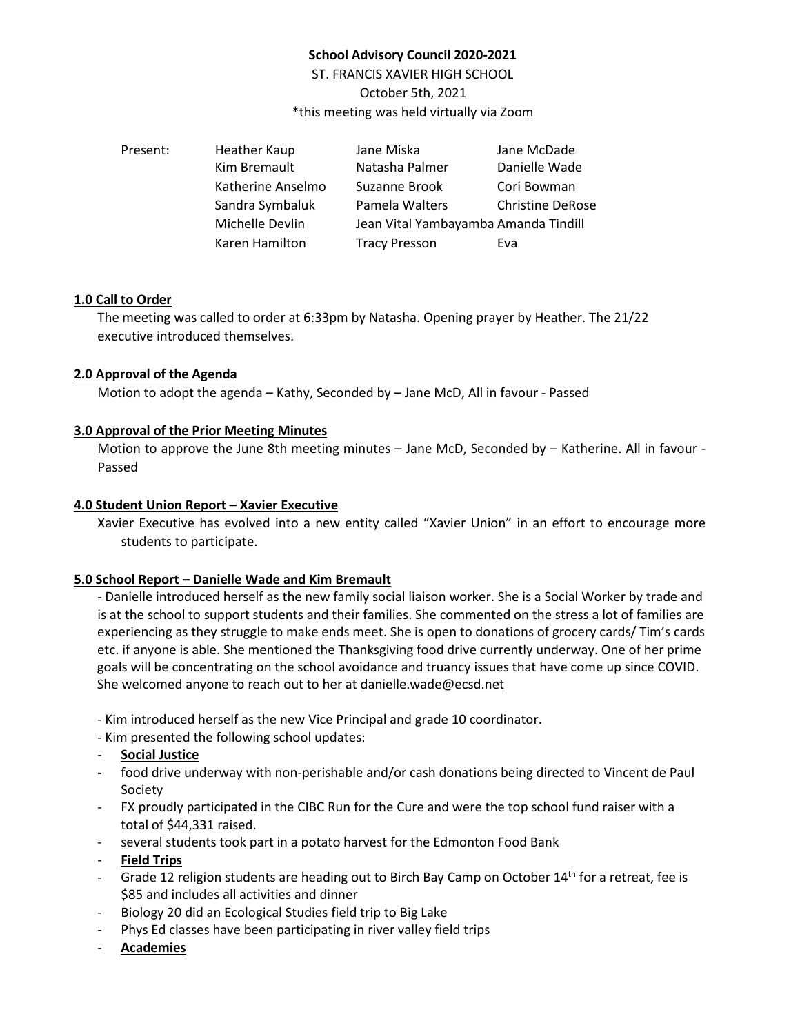**School Advisory Council 2020-2021**

ST. FRANCIS XAVIER HIGH SCHOOL

October 5th, 2021

*this meeting was held virtually via Zoom

| Present: | | | |
|---|---|---|---|
| | Heather Kaup | Jane Miska | Jane McDade |
| | Kim Bremault | Natasha Palmer | Danielle Wade |
| | Katherine Anselmo | Suzanne Brook | Cori Bowman |
| | Sandra Symbaluk | Pamela Walters | Christine DeRose |
| | Michelle Devlin | Jean Vital Yambayamba | Amanda Tindill |
| | Karen Hamilton | Tracy Presson | Eva |

**1.0 Call to Order**

The meeting was called to order at 6:33pm by Natasha. Opening prayer by Heather. The 21/22 executive introduced themselves.

**2.0 Approval of the Agenda**

Motion to adopt the agenda – Kathy, Seconded by – Jane McD, All in favour - Passed

**3.0 Approval of the Prior Meeting Minutes**

Motion to approve the June 8th meeting minutes – Jane McD, Seconded by – Katherine. All in favour - Passed

**4.0 Student Union Report – Xavier Executive**

Xavier Executive has evolved into a new entity called "Xavier Union" in an effort to encourage more students to participate.

**5.0 School Report – Danielle Wade and Kim Bremault**

- Danielle introduced herself as the new family social liaison worker. She is a Social Worker by trade and is at the school to support students and their families. She commented on the stress a lot of families are experiencing as they struggle to make ends meet. She is open to donations of grocery cards/ Tim's cards etc. if anyone is able. She mentioned the Thanksgiving food drive currently underway. One of her prime goals will be concentrating on the school avoidance and truancy issues that have come up since COVID. She welcomed anyone to reach out to her at danielle.wade@ecsd.net

- Kim introduced herself as the new Vice Principal and grade 10 coordinator.
- Kim presented the following school updates:
- **Social Justice**
- food drive underway with non-perishable and/or cash donations being directed to Vincent de Paul Society
- FX proudly participated in the CIBC Run for the Cure and were the top school fund raiser with a total of $44,331 raised.
- several students took part in a potato harvest for the Edmonton Food Bank
- **Field Trips**
- Grade 12 religion students are heading out to Birch Bay Camp on October 14th for a retreat, fee is $85 and includes all activities and dinner
- Biology 20 did an Ecological Studies field trip to Big Lake
- Phys Ed classes have been participating in river valley field trips
- **Academies**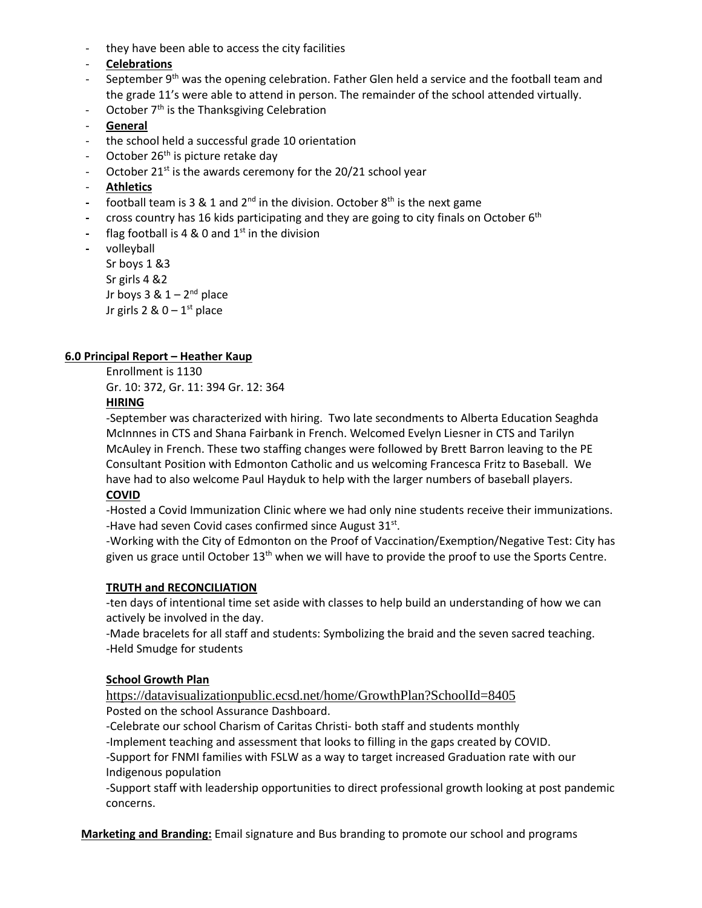- they have been able to access the city facilities
- **Celebrations**
- September 9th was the opening celebration. Father Glen held a service and the football team and the grade 11's were able to attend in person. The remainder of the school attended virtually.
- October 7th is the Thanksgiving Celebration
- **General**
- the school held a successful grade 10 orientation
- October 26th is picture retake day
- October 21st is the awards ceremony for the 20/21 school year
- **Athletics**
- football team is 3 & 1 and 2nd in the division. October 8th is the next game
- cross country has 16 kids participating and they are going to city finals on October 6th
- flag football is 4 & 0 and 1st in the division
- volleyball
  Sr boys 1 &3
  Sr girls 4 &2
  Jr boys 3 & 1 – 2nd place
  Jr girls 2 & 0 – 1st place

**6.0 Principal Report – Heather Kaup**

Enrollment is 1130

Gr. 10: 372, Gr. 11: 394 Gr. 12: 364

**HIRING**

-September was characterized with hiring. Two late secondments to Alberta Education Seaghda McInnnes in CTS and Shana Fairbank in French. Welcomed Evelyn Liesner in CTS and Tarilyn McAuley in French. These two staffing changes were followed by Brett Barron leaving to the PE Consultant Position with Edmonton Catholic and us welcoming Francesca Fritz to Baseball. We have had to also welcome Paul Hayduk to help with the larger numbers of baseball players.

**COVID**

-Hosted a Covid Immunization Clinic where we had only nine students receive their immunizations.
-Have had seven Covid cases confirmed since August 31st.
-Working with the City of Edmonton on the Proof of Vaccination/Exemption/Negative Test: City has given us grace until October 13th when we will have to provide the proof to use the Sports Centre.

**TRUTH and RECONCILIATION**

-ten days of intentional time set aside with classes to help build an understanding of how we can actively be involved in the day.
-Made bracelets for all staff and students: Symbolizing the braid and the seven sacred teaching.
-Held Smudge for students

**School Growth Plan**

https://datavisualizationpublic.ecsd.net/home/GrowthPlan?SchoolId=8405

Posted on the school Assurance Dashboard.

-Celebrate our school Charism of Caritas Christi- both staff and students monthly
-Implement teaching and assessment that looks to filling in the gaps created by COVID.
-Support for FNMI families with FSLW as a way to target increased Graduation rate with our Indigenous population
-Support staff with leadership opportunities to direct professional growth looking at post pandemic concerns.

**Marketing and Branding:** Email signature and Bus branding to promote our school and programs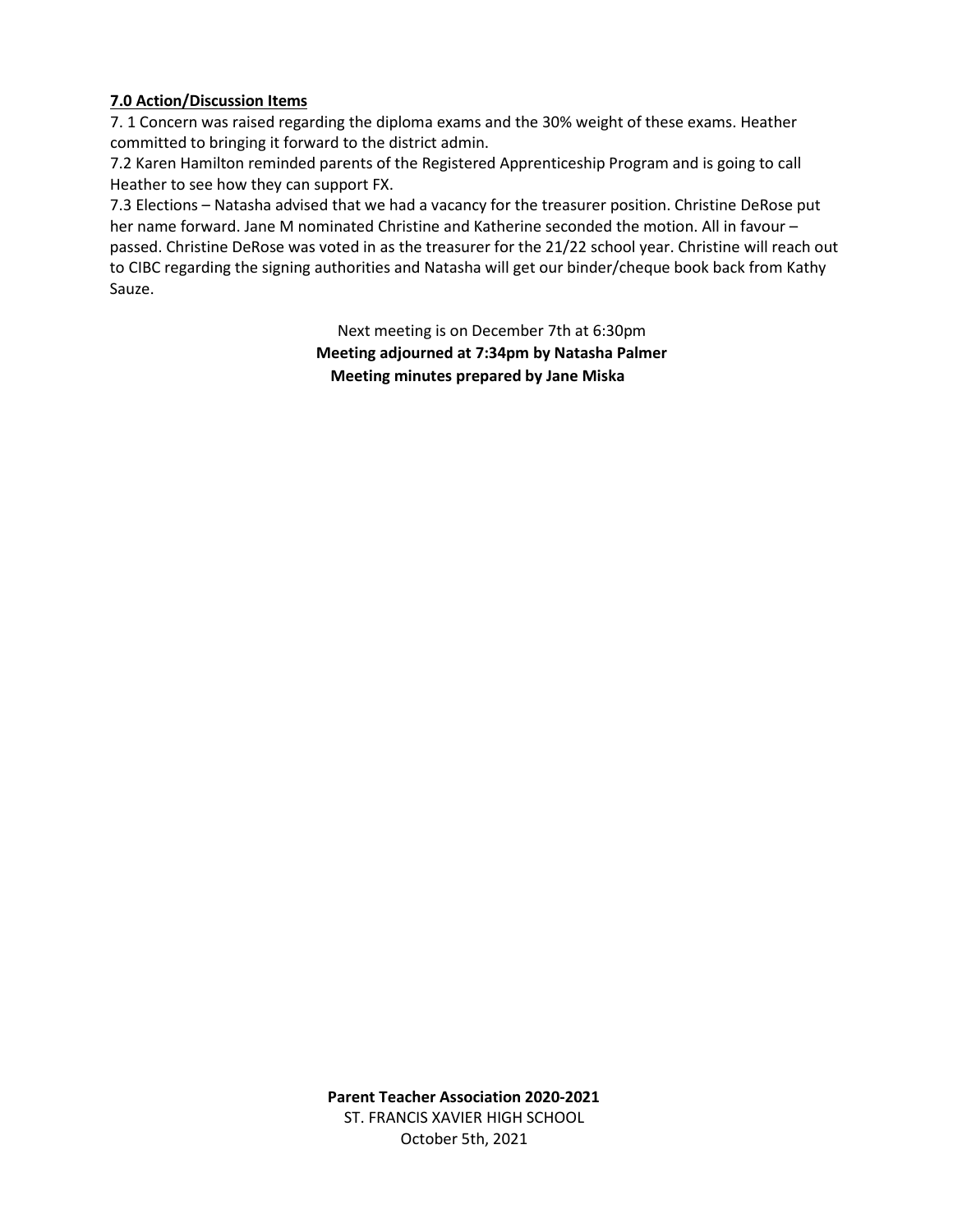**7.0 Action/Discussion Items**

7. 1 Concern was raised regarding the diploma exams and the 30% weight of these exams. Heather committed to bringing it forward to the district admin.

7.2 Karen Hamilton reminded parents of the Registered Apprenticeship Program and is going to call Heather to see how they can support FX.

7.3 Elections – Natasha advised that we had a vacancy for the treasurer position. Christine DeRose put her name forward. Jane M nominated Christine and Katherine seconded the motion. All in favour – passed. Christine DeRose was voted in as the treasurer for the 21/22 school year. Christine will reach out to CIBC regarding the signing authorities and Natasha will get our binder/cheque book back from Kathy Sauze.

Next meeting is on December 7th at 6:30pm

**Meeting adjourned at 7:34pm by Natasha Palmer**

**Meeting minutes prepared by Jane Miska**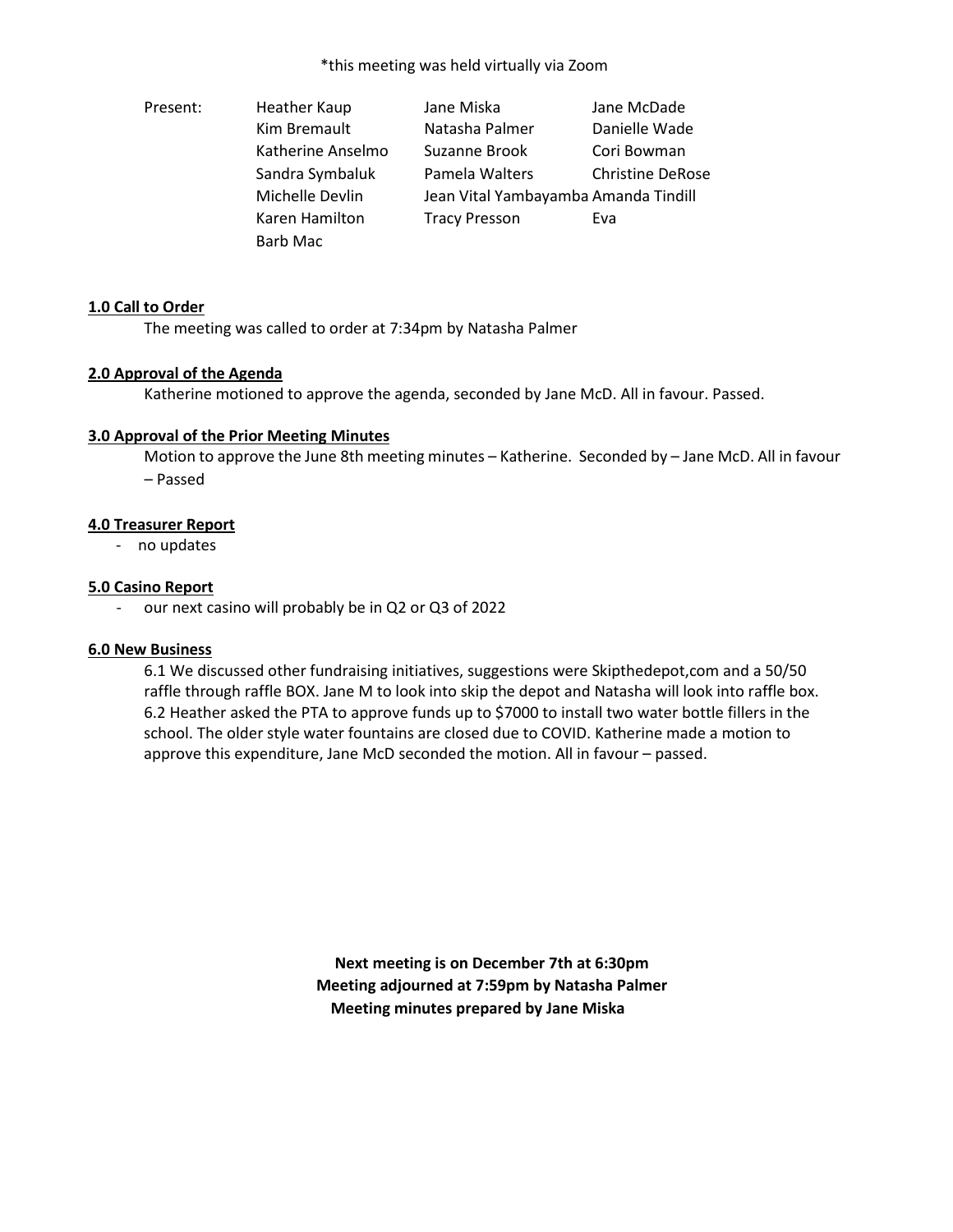*this meeting was held virtually via Zoom

| | | | |
|---|---|---|---|
| Present: | Heather Kaup | Jane Miska | Jane McDade |
| | Kim Bremault | Natasha Palmer | Danielle Wade |
| | Katherine Anselmo | Suzanne Brook | Cori Bowman |
| | Sandra Symbaluk | Pamela Walters | Christine DeRose |
| | Michelle Devlin | Jean Vital Yambayamba | Amanda Tindill |
| | Karen Hamilton | Tracy Presson | Eva |
| | Barb Mac | | |

**1.0 Call to Order**

The meeting was called to order at 7:34pm by Natasha Palmer

**2.0 Approval of the Agenda**

Katherine motioned to approve the agenda, seconded by Jane McD. All in favour. Passed.

**3.0 Approval of the Prior Meeting Minutes**

Motion to approve the June 8th meeting minutes – Katherine. Seconded by – Jane McD. All in favour – Passed

**4.0 Treasurer Report**

- no updates

**5.0 Casino Report**

- our next casino will probably be in Q2 or Q3 of 2022

**6.0 New Business**

6.1 We discussed other fundraising initiatives, suggestions were Skipthedepot,com and a 50/50 raffle through raffle BOX. Jane M to look into skip the depot and Natasha will look into raffle box.
6.2 Heather asked the PTA to approve funds up to $7000 to install two water bottle fillers in the school. The older style water fountains are closed due to COVID. Katherine made a motion to approve this expenditure, Jane McD seconded the motion. All in favour – passed.

**Next meeting is on December 7th at 6:30pm**
**Meeting adjourned at 7:59pm by Natasha Palmer**
**Meeting minutes prepared by Jane Miska**